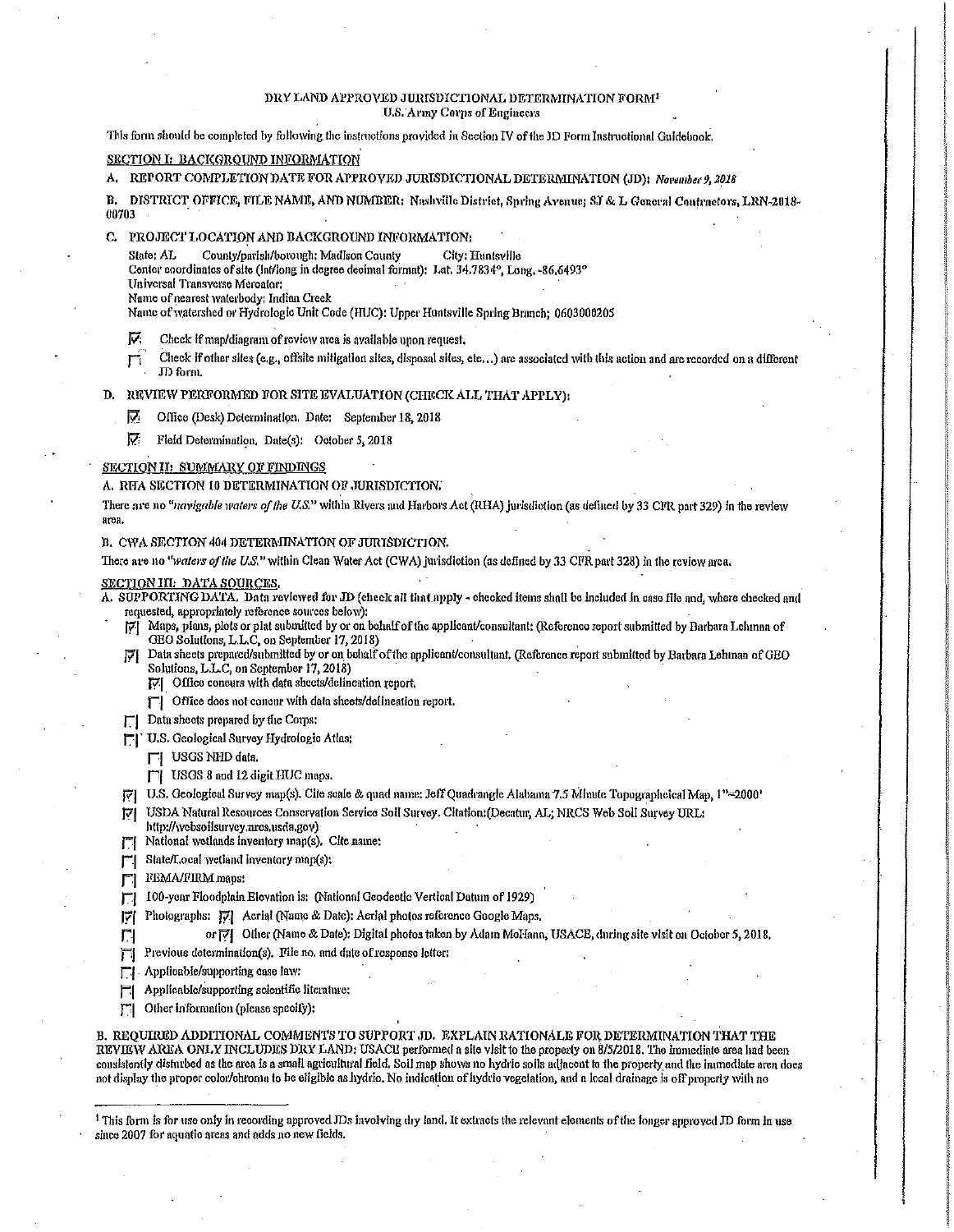# DRY LAND APPROVED JURISDICTIONAL DETERMINATION FORM[1]
U.S. Army Corps of Engineers

This form should be completed by following the instructions provided in Section IV of the JD Form Instructional Guidebook.

## SECTION I: BACKGROUND INFORMATION

**A. REPORT COMPLETION DATE FOR APPROVED JURISDICTIONAL DETERMINATION (JD):** *November 9, 2018*

**B. DISTRICT OFFICE, FILE NAME, AND NUMBER:** Nashville District, Spring Avenue; SJ & L General Contractors, LRN-2018-00703

**C. PROJECT LOCATION AND BACKGROUND INFORMATION:**

State: AL  County/parish/borough: Madison County  City: Huntsville
Center coordinates of site (lat/long in degree decimal format): Lat. 34.7834°, Long. -86.6493°
Universal Transverse Mercator:
Name of nearest waterbody: Indian Creek
Name of watershed or Hydrologic Unit Code (HUC): Upper Huntsville Spring Branch; 0603000205

- [x] Check if map/diagram of review area is available upon request.
- [ ] Check if other sites (e.g., offsite mitigation sites, disposal sites, etc...) are associated with this action and are recorded on a different JD form.

**D. REVIEW PERFORMED FOR SITE EVALUATION (CHECK ALL THAT APPLY):**

- [x] Office (Desk) Determination. Date: September 18, 2018
- [x] Field Determination. Date(s): October 5, 2018

## SECTION II: SUMMARY OF FINDINGS

**A. RHA SECTION 10 DETERMINATION OF JURISDICTION.**

There are no "*navigable waters of the U.S.*" within Rivers and Harbors Act (RHA) jurisdiction (as defined by 33 CFR part 329) in the review area.

**B. CWA SECTION 404 DETERMINATION OF JURISDICTION.**

There are no "*waters of the U.S.*" within Clean Water Act (CWA) jurisdiction (as defined by 33 CFR part 328) in the review area.

## SECTION III: DATA SOURCES.

**A. SUPPORTING DATA.** Data reviewed for JD (check all that apply - checked items shall be included in case file and, where checked and requested, appropriately reference sources below):

- [x] Maps, plans, plots or plat submitted by or on behalf of the applicant/consultant: (Reference report submitted by Barbara Lehman of GEO Solutions, L.L.C, on September 17, 2018)
- [x] Data sheets prepared/submitted by or on behalf of the applicant/consultant. (Reference report submitted by Barbara Lehman of GEO Solutions, L.L.C, on September 17, 2018)
  - [x] Office concurs with data sheets/delineation report.
  - [ ] Office does not concur with data sheets/delineation report.
- [ ] Data sheets prepared by the Corps:
- [ ] U.S. Geological Survey Hydrologic Atlas:
  - [ ] USGS NHD data.
  - [ ] USGS 8 and 12 digit HUC maps.
- [x] U.S. Geological Survey map(s). Cite scale & quad name: Jeff Quadrangle Alabama 7.5 Minute Topographcical Map, 1"=2000'
- [x] USDA Natural Resources Conservation Service Soil Survey. Citation:(Decatur, AL; NRCS Web Soil Survey URL: http://websoilsurvey.nrcs.usda.gov)
- [ ] National wetlands inventory map(s). Cite name:
- [ ] State/Local wetland inventory map(s):
- [ ] FEMA/FIRM maps:
- [ ] 100-year Floodplain Elevation is: (National Geodectic Vertical Datum of 1929)
- [x] Photographs: [x] Aerial (Name & Date): Aerial photos reference Google Maps.
- [ ] or [x] Other (Name & Date): Digital photos taken by Adam McHann, USACE, during site visit on October 5, 2018.
- [ ] Previous determination(s). File no. and date of response letter:
- [ ] Applicable/supporting case law:
- [ ] Applicable/supporting scientific literature:
- [ ] Other information (please specify):

**B. REQUIRED ADDITIONAL COMMENTS TO SUPPORT JD. EXPLAIN RATIONALE FOR DETERMINATION THAT THE REVIEW AREA ONLY INCLUDES DRY LAND:** USACE performed a site visit to the property on 8/5/2018. The immediate area had been consistently disturbed as the area is a small agricultural field. Soil map shows no hydric soils adjacent to the property and the immediate area does not display the proper color/chroma to be eligible as hydric. No indication of hydric vegetation, and a local drainage is off property with no

---

[1] This form is for use only in recording approved JDs involving dry land. It extracts the relevant elements of the longer approved JD form in use since 2007 for aquatic areas and adds no new fields.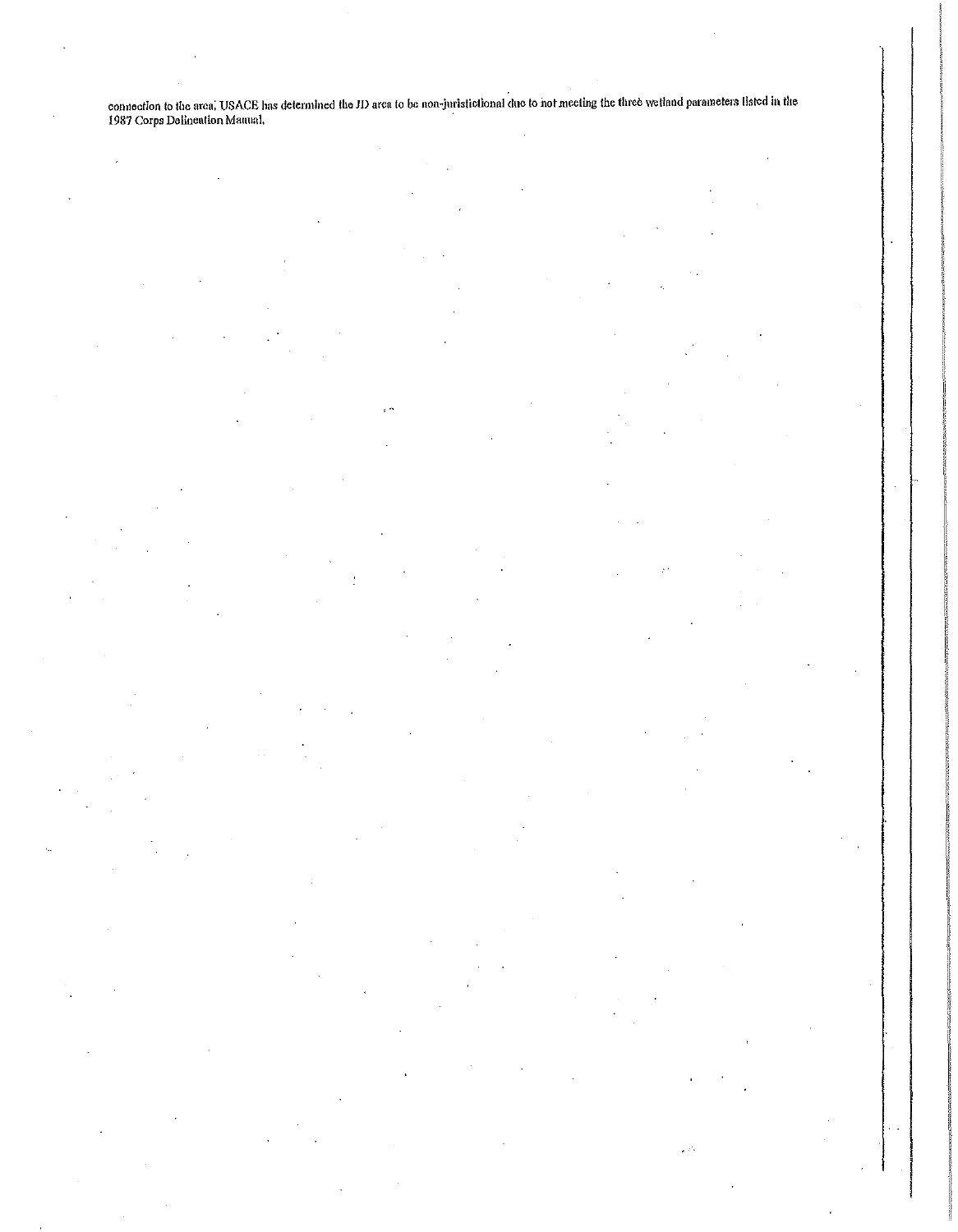connection to the area, USACE has determined the JD area to be non-juristictional due to not meeting the three wetland parameters listed in the 1987 Corps Delineation Manual.